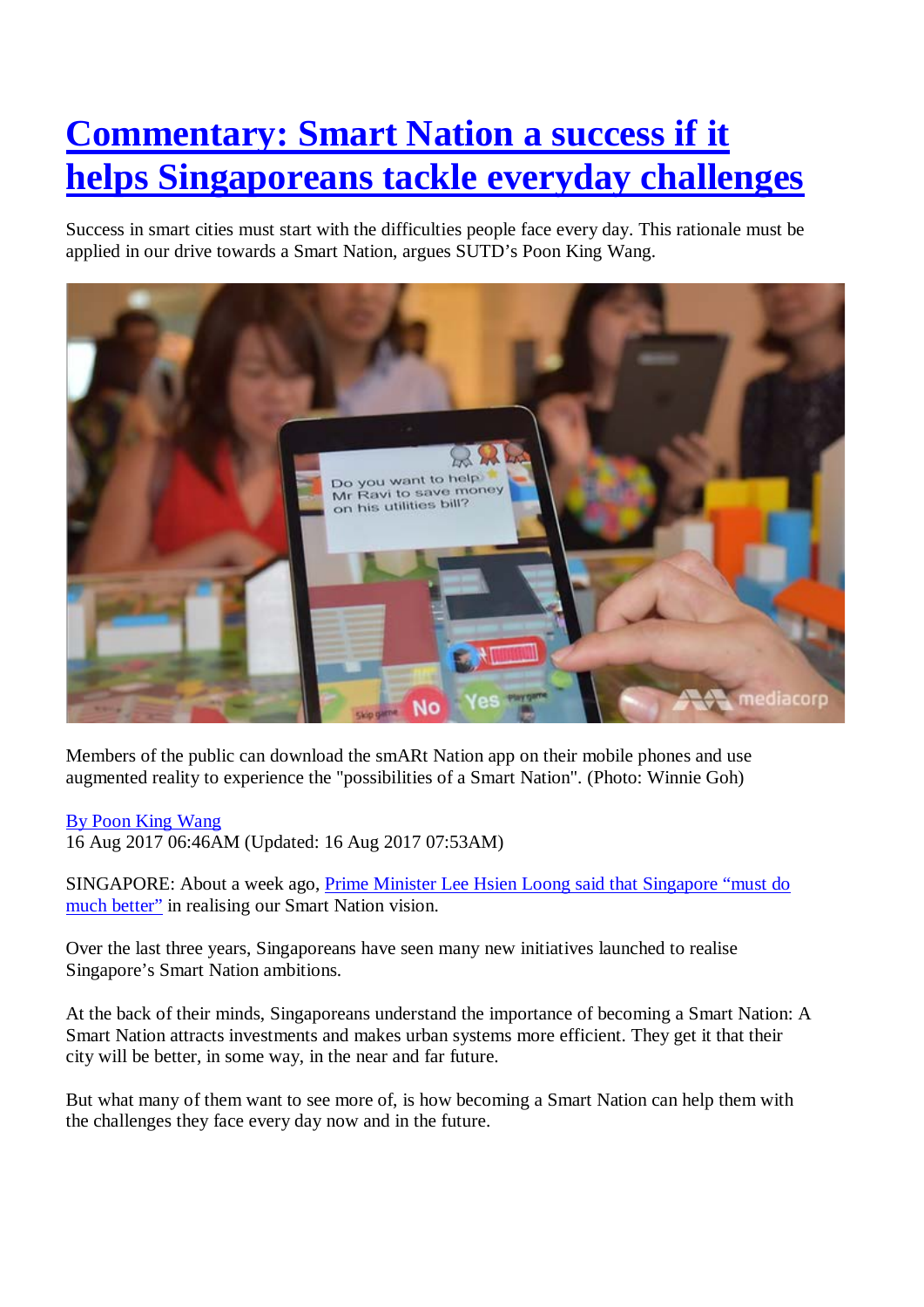# [Commentary: Smart Nation a success if it helps Singaporeans tackle everyday challenges]

Success in smart cities must start with the difficulties people face every day. This rationale must be applied in our drive towards a Smart Nation, argues SUTD's Poon King Wang.

Members of the public can download the smARt Nation app on their mobile phones and use augmented reality to experience the "possibilities of a Smart Nation". (Photo: Winnie Goh)

[By Poon King Wang]
16 Aug 2017 06:46AM (Updated: 16 Aug 2017 07:53AM)

SINGAPORE: About a week ago, [Prime Minister Lee Hsien Loong said that Singapore "must do much better"] in realising our Smart Nation vision.

Over the last three years, Singaporeans have seen many new initiatives launched to realise Singapore's Smart Nation ambitions.

At the back of their minds, Singaporeans understand the importance of becoming a Smart Nation: A Smart Nation attracts investments and makes urban systems more efficient. They get it that their city will be better, in some way, in the near and far future.

But what many of them want to see more of, is how becoming a Smart Nation can help them with the challenges they face every day now and in the future.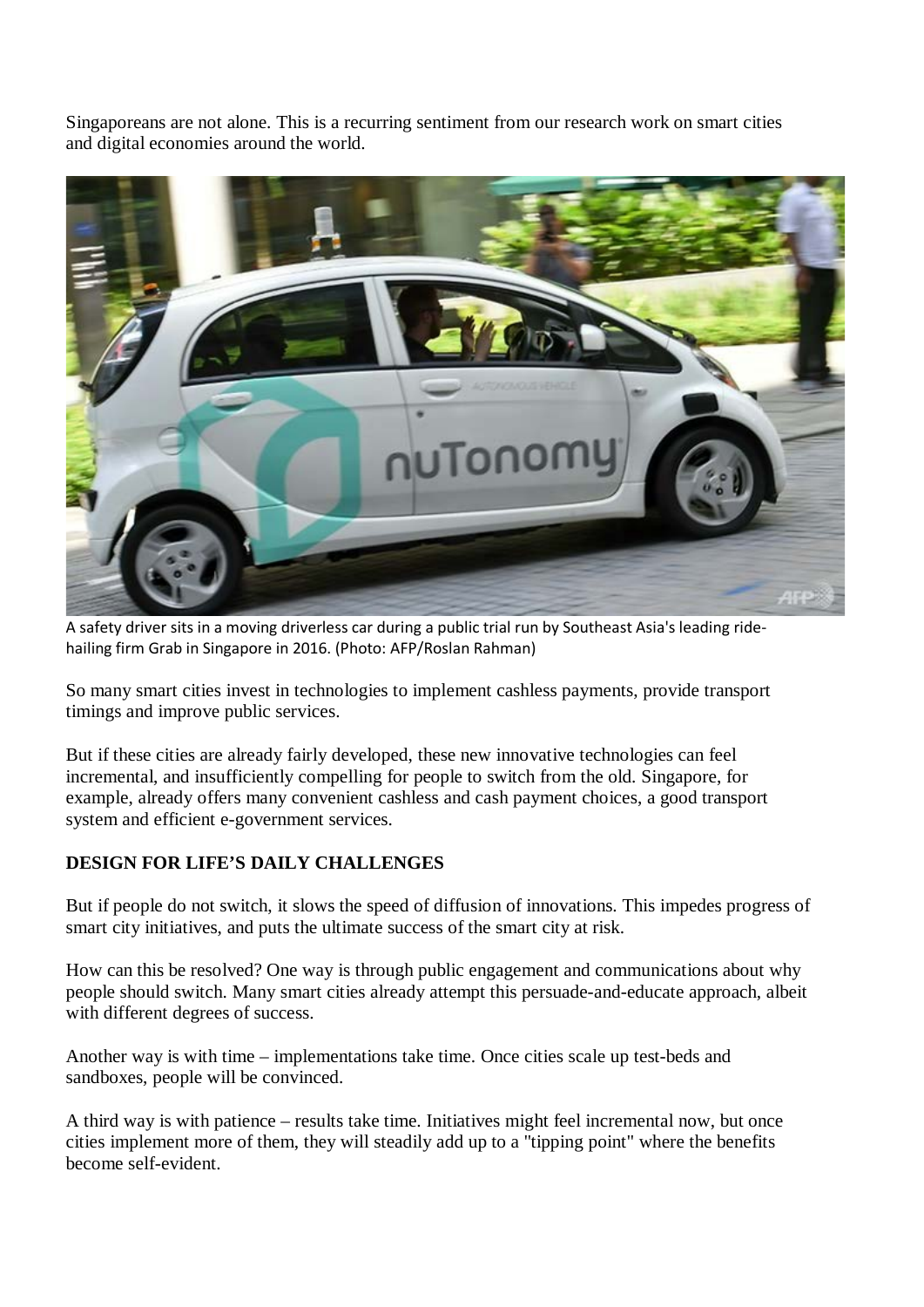Singaporeans are not alone. This is a recurring sentiment from our research work on smart cities and digital economies around the world.

A safety driver sits in a moving driverless car during a public trial run by Southeast Asia's leading ride-hailing firm Grab in Singapore in 2016. (Photo: AFP/Roslan Rahman)

So many smart cities invest in technologies to implement cashless payments, provide transport timings and improve public services.

But if these cities are already fairly developed, these new innovative technologies can feel incremental, and insufficiently compelling for people to switch from the old. Singapore, for example, already offers many convenient cashless and cash payment choices, a good transport system and efficient e-government services.

**DESIGN FOR LIFE'S DAILY CHALLENGES**

But if people do not switch, it slows the speed of diffusion of innovations. This impedes progress of smart city initiatives, and puts the ultimate success of the smart city at risk.

How can this be resolved? One way is through public engagement and communications about why people should switch. Many smart cities already attempt this persuade-and-educate approach, albeit with different degrees of success.

Another way is with time – implementations take time. Once cities scale up test-beds and sandboxes, people will be convinced.

A third way is with patience – results take time. Initiatives might feel incremental now, but once cities implement more of them, they will steadily add up to a "tipping point" where the benefits become self-evident.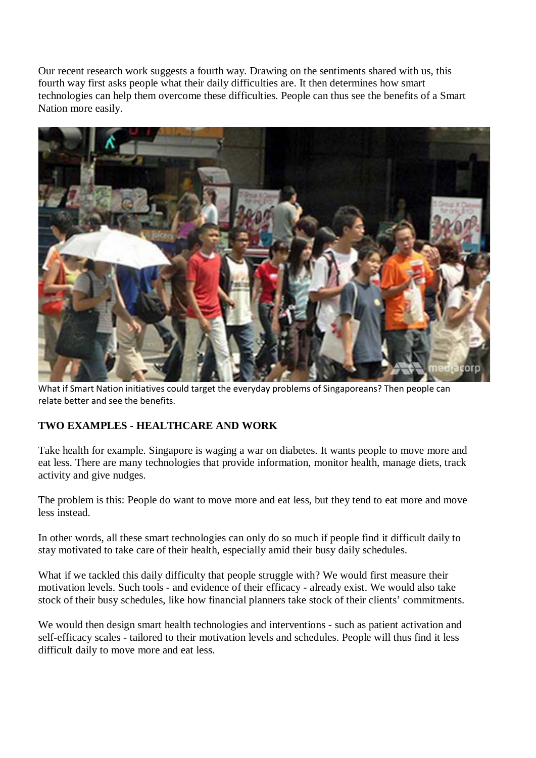Our recent research work suggests a fourth way. Drawing on the sentiments shared with us, this fourth way first asks people what their daily difficulties are. It then determines how smart technologies can help them overcome these difficulties. People can thus see the benefits of a Smart Nation more easily.

What if Smart Nation initiatives could target the everyday problems of Singaporeans? Then people can relate better and see the benefits.

**TWO EXAMPLES - HEALTHCARE AND WORK**

Take health for example. Singapore is waging a war on diabetes. It wants people to move more and eat less. There are many technologies that provide information, monitor health, manage diets, track activity and give nudges.

The problem is this: People do want to move more and eat less, but they tend to eat more and move less instead.

In other words, all these smart technologies can only do so much if people find it difficult daily to stay motivated to take care of their health, especially amid their busy daily schedules.

What if we tackled this daily difficulty that people struggle with? We would first measure their motivation levels. Such tools - and evidence of their efficacy - already exist. We would also take stock of their busy schedules, like how financial planners take stock of their clients' commitments.

We would then design smart health technologies and interventions - such as patient activation and self-efficacy scales - tailored to their motivation levels and schedules. People will thus find it less difficult daily to move more and eat less.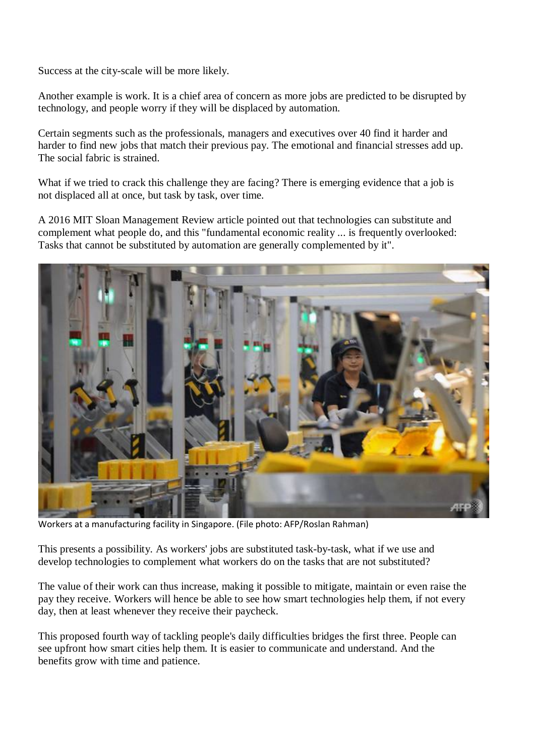Success at the city-scale will be more likely.

Another example is work. It is a chief area of concern as more jobs are predicted to be disrupted by technology, and people worry if they will be displaced by automation.

Certain segments such as the professionals, managers and executives over 40 find it harder and harder to find new jobs that match their previous pay. The emotional and financial stresses add up. The social fabric is strained.

What if we tried to crack this challenge they are facing? There is emerging evidence that a job is not displaced all at once, but task by task, over time.

A 2016 MIT Sloan Management Review article pointed out that technologies can substitute and complement what people do, and this "fundamental economic reality ... is frequently overlooked: Tasks that cannot be substituted by automation are generally complemented by it".

Workers at a manufacturing facility in Singapore. (File photo: AFP/Roslan Rahman)

This presents a possibility. As workers' jobs are substituted task-by-task, what if we use and develop technologies to complement what workers do on the tasks that are not substituted?

The value of their work can thus increase, making it possible to mitigate, maintain or even raise the pay they receive. Workers will hence be able to see how smart technologies help them, if not every day, then at least whenever they receive their paycheck.

This proposed fourth way of tackling people's daily difficulties bridges the first three. People can see upfront how smart cities help them. It is easier to communicate and understand. And the benefits grow with time and patience.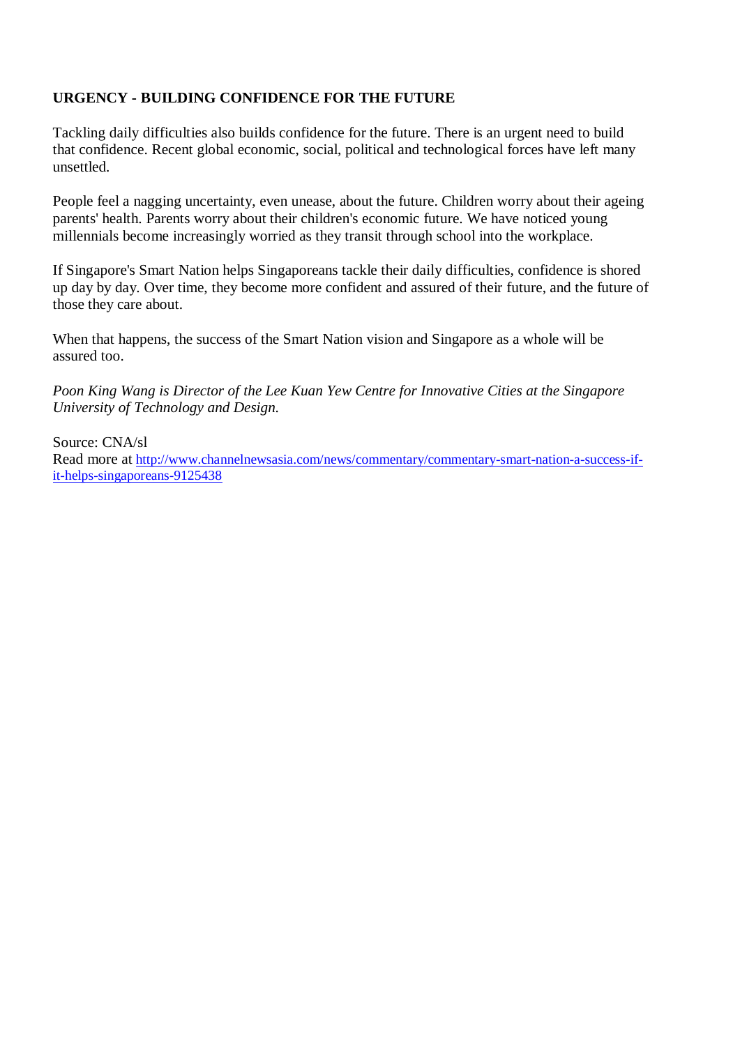**URGENCY - BUILDING CONFIDENCE FOR THE FUTURE**

Tackling daily difficulties also builds confidence for the future. There is an urgent need to build that confidence. Recent global economic, social, political and technological forces have left many unsettled.

People feel a nagging uncertainty, even unease, about the future. Children worry about their ageing parents' health. Parents worry about their children's economic future. We have noticed young millennials become increasingly worried as they transit through school into the workplace.

If Singapore's Smart Nation helps Singaporeans tackle their daily difficulties, confidence is shored up day by day. Over time, they become more confident and assured of their future, and the future of those they care about.

When that happens, the success of the Smart Nation vision and Singapore as a whole will be assured too.

*Poon King Wang is Director of the Lee Kuan Yew Centre for Innovative Cities at the Singapore University of Technology and Design.*

Source: CNA/sl
Read more at http://www.channelnewsasia.com/news/commentary/commentary-smart-nation-a-success-if-it-helps-singaporeans-9125438